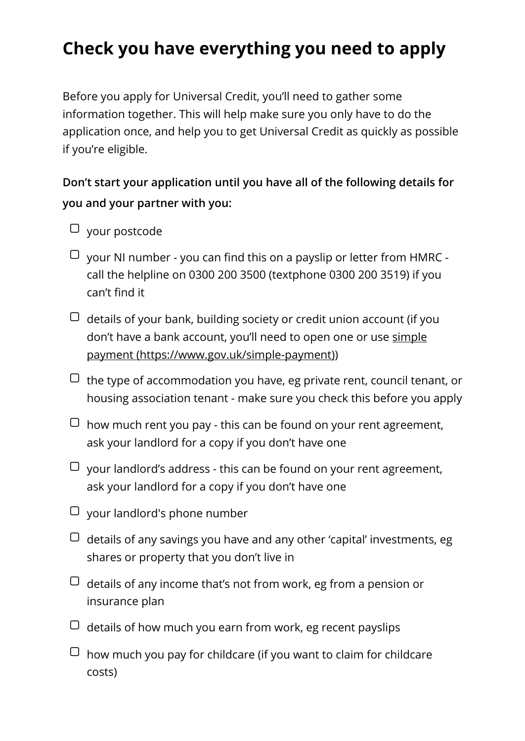# Check you have everything you need to apply

Before you apply for Universal Credit, you'll need to gather some information together. This will help make sure you only have to do the application once, and help you to get Universal Credit as quickly as possible if you're eligible.

**Don't start your application until you have all of the following details for you and your partner with you:**

- [ ] your postcode
- [ ] your NI number - you can find this on a payslip or letter from HMRC - call the helpline on 0300 200 3500 (textphone 0300 200 3519) if you can't find it
- [ ] details of your bank, building society or credit union account (if you don't have a bank account, you'll need to open one or use simple payment (https://www.gov.uk/simple-payment))
- [ ] the type of accommodation you have, eg private rent, council tenant, or housing association tenant - make sure you check this before you apply
- [ ] how much rent you pay - this can be found on your rent agreement, ask your landlord for a copy if you don't have one
- [ ] your landlord's address - this can be found on your rent agreement, ask your landlord for a copy if you don't have one
- [ ] your landlord's phone number
- [ ] details of any savings you have and any other 'capital' investments, eg shares or property that you don't live in
- [ ] details of any income that's not from work, eg from a pension or insurance plan
- [ ] details of how much you earn from work, eg recent payslips
- [ ] how much you pay for childcare (if you want to claim for childcare costs)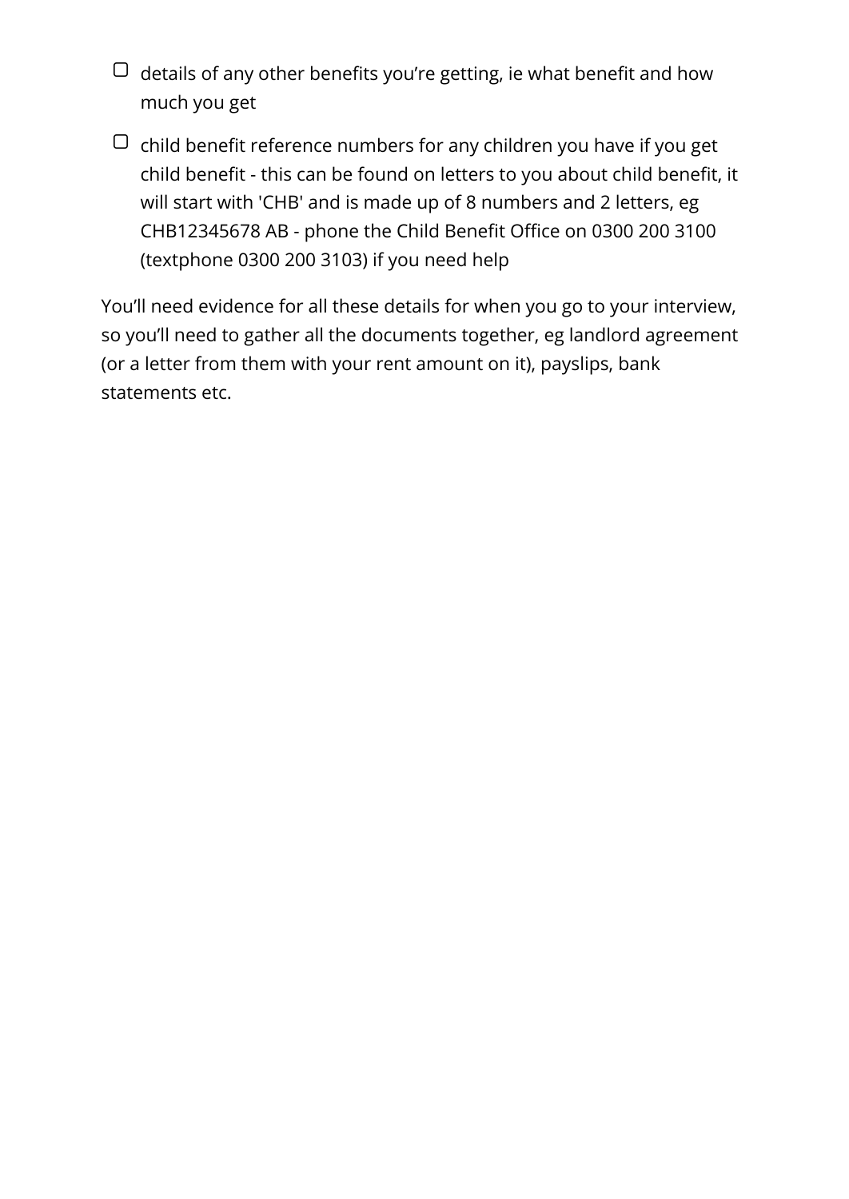- [ ] details of any other benefits you're getting, ie what benefit and how much you get

- [ ] child benefit reference numbers for any children you have if you get child benefit - this can be found on letters to you about child benefit, it will start with 'CHB' and is made up of 8 numbers and 2 letters, eg CHB12345678 AB - phone the Child Benefit Office on 0300 200 3100 (textphone 0300 200 3103) if you need help

You'll need evidence for all these details for when you go to your interview, so you'll need to gather all the documents together, eg landlord agreement (or a letter from them with your rent amount on it), payslips, bank statements etc.